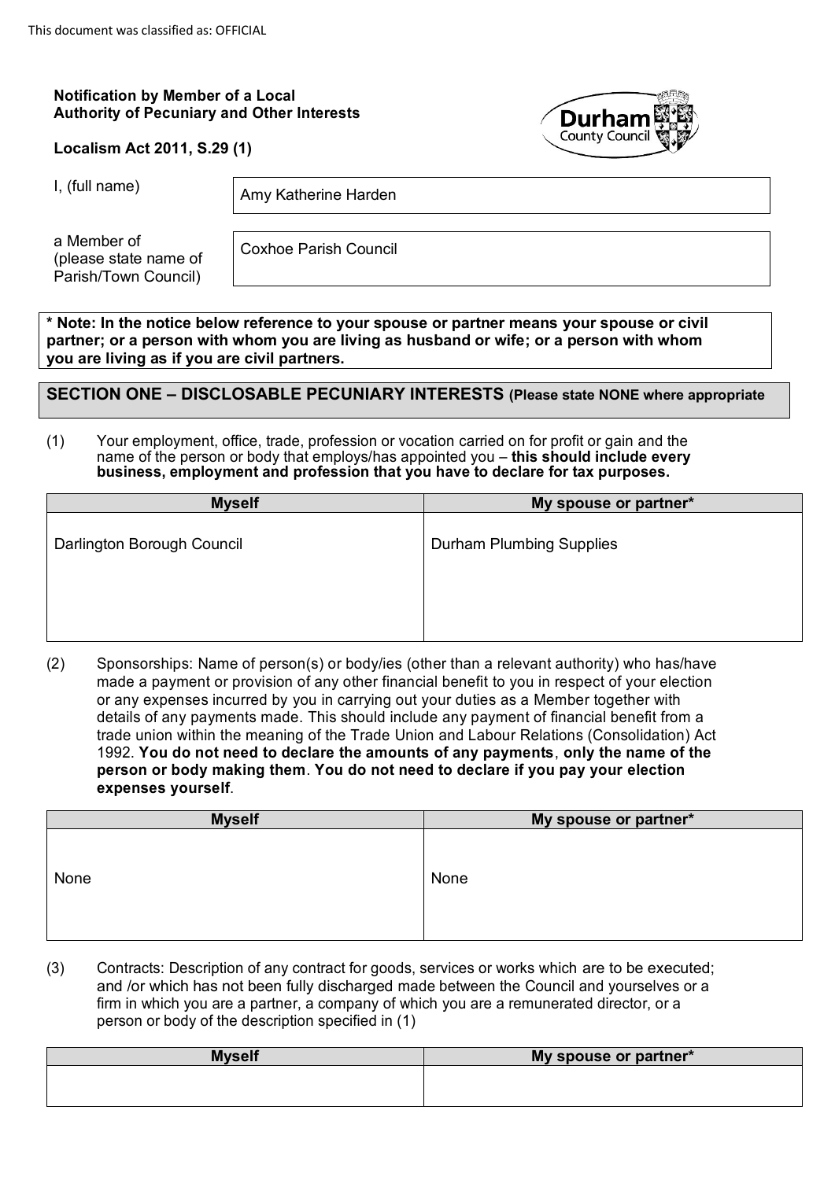This document was classified as: OFFICIAL

**Notification by Member of a Local Authority of Pecuniary and Other Interests**

**Localism Act 2011, S.29 (1)**

| | |
|---|---|
| I, (full name) | Amy Katherine Harden |
| a Member of (please state name of Parish/Town Council) | Coxhoe Parish Council |

**\* Note: In the notice below reference to your spouse or partner means your spouse or civil partner; or a person with whom you are living as husband or wife; or a person with whom you are living as if you are civil partners.**

## SECTION ONE – DISCLOSABLE PECUNIARY INTERESTS (Please state NONE where appropriate

(1) Your employment, office, trade, profession or vocation carried on for profit or gain and the name of the person or body that employs/has appointed you – **this should include every business, employment and profession that you have to declare for tax purposes.**

| Myself | My spouse or partner* |
|---|---|
| Darlington Borough Council | Durham Plumbing Supplies |

(2) Sponsorships: Name of person(s) or body/ies (other than a relevant authority) who has/have made a payment or provision of any other financial benefit to you in respect of your election or any expenses incurred by you in carrying out your duties as a Member together with details of any payments made. This should include any payment of financial benefit from a trade union within the meaning of the Trade Union and Labour Relations (Consolidation) Act 1992. **You do not need to declare the amounts of any payments**, **only the name of the person or body making them**. **You do not need to declare if you pay your election expenses yourself**.

| Myself | My spouse or partner* |
|---|---|
| None | None |

(3) Contracts: Description of any contract for goods, services or works which are to be executed; and /or which has not been fully discharged made between the Council and yourselves or a firm in which you are a partner, a company of which you are a remunerated director, or a person or body of the description specified in (1)

| Myself | My spouse or partner* |
|---|---|
| | |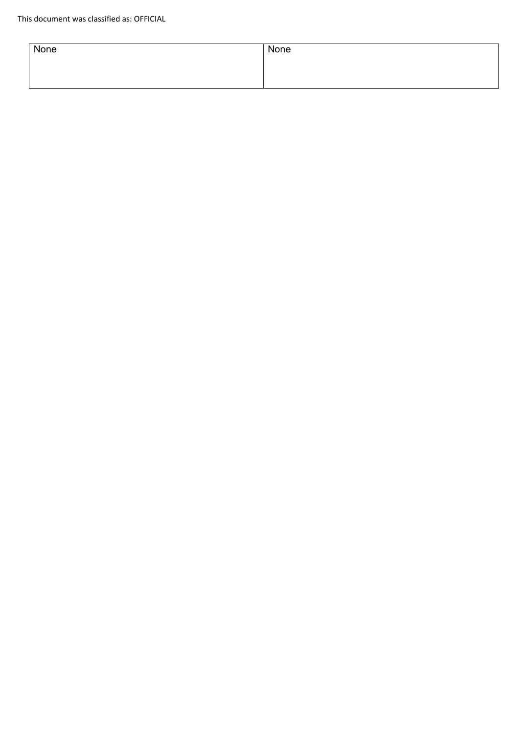| None | None |
| --- | --- |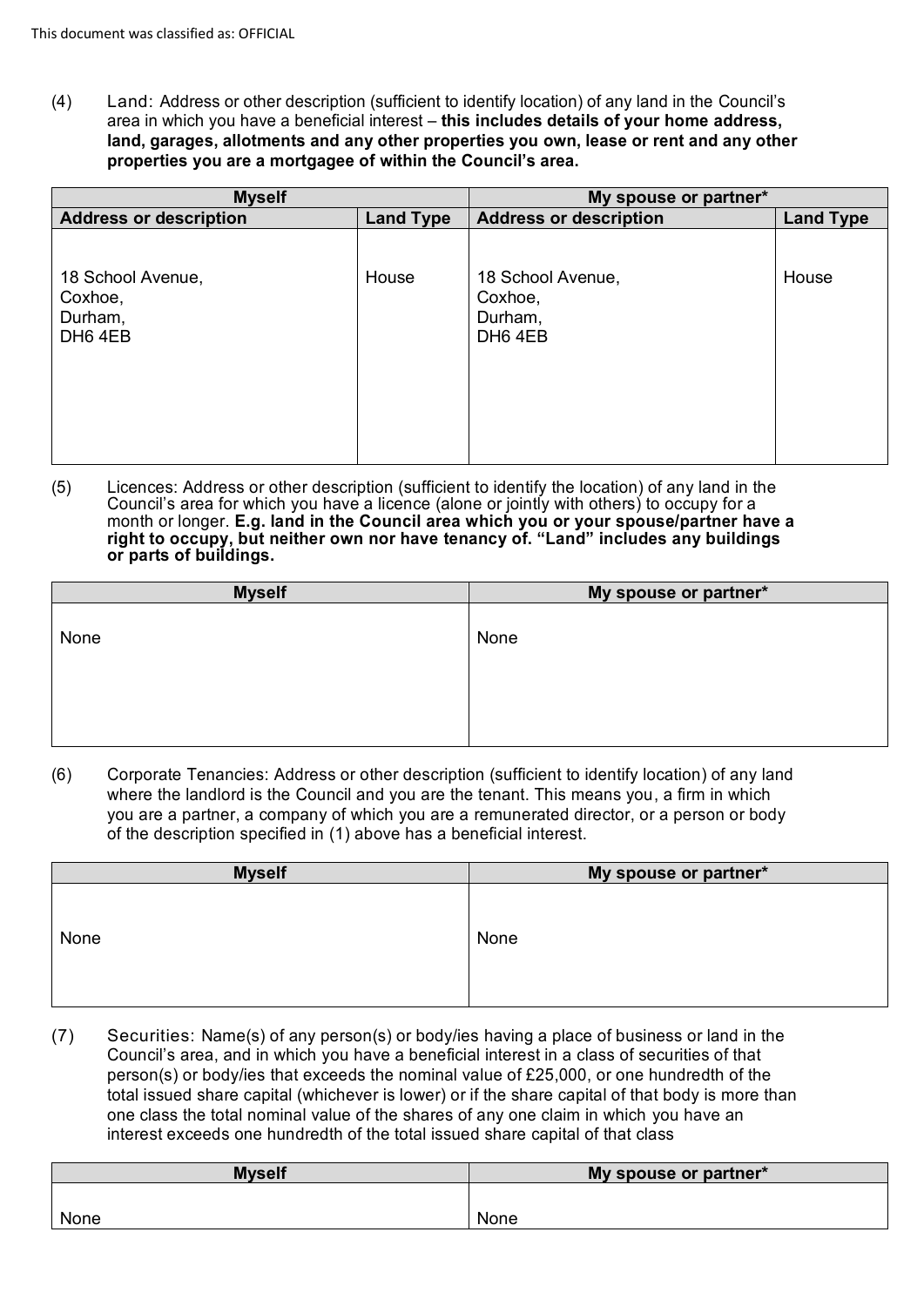This document was classified as: OFFICIAL

(4) Land: Address or other description (sufficient to identify location) of any land in the Council's area in which you have a beneficial interest – **this includes details of your home address, land, garages, allotments and any other properties you own, lease or rent and any other properties you are a mortgagee of within the Council's area.**

| Myself | | My spouse or partner* | |
|---|---|---|---|
| **Address or description** | **Land Type** | **Address or description** | **Land Type** |
| 18 School Avenue, Coxhoe, Durham, DH6 4EB | House | 18 School Avenue, Coxhoe, Durham, DH6 4EB | House |

(5) Licences: Address or other description (sufficient to identify the location) of any land in the Council's area for which you have a licence (alone or jointly with others) to occupy for a month or longer. **E.g. land in the Council area which you or your spouse/partner have a right to occupy, but neither own nor have tenancy of. "Land" includes any buildings or parts of buildings.**

| Myself | My spouse or partner* |
|---|---|
| None | None |

(6) Corporate Tenancies: Address or other description (sufficient to identify location) of any land where the landlord is the Council and you are the tenant. This means you, a firm in which you are a partner, a company of which you are a remunerated director, or a person or body of the description specified in (1) above has a beneficial interest.

| Myself | My spouse or partner* |
|---|---|
| None | None |

(7) Securities: Name(s) of any person(s) or body/ies having a place of business or land in the Council's area, and in which you have a beneficial interest in a class of securities of that person(s) or body/ies that exceeds the nominal value of £25,000, or one hundredth of the total issued share capital (whichever is lower) or if the share capital of that body is more than one class the total nominal value of the shares of any one claim in which you have an interest exceeds one hundredth of the total issued share capital of that class

| Myself | My spouse or partner* |
|---|---|
| None | None |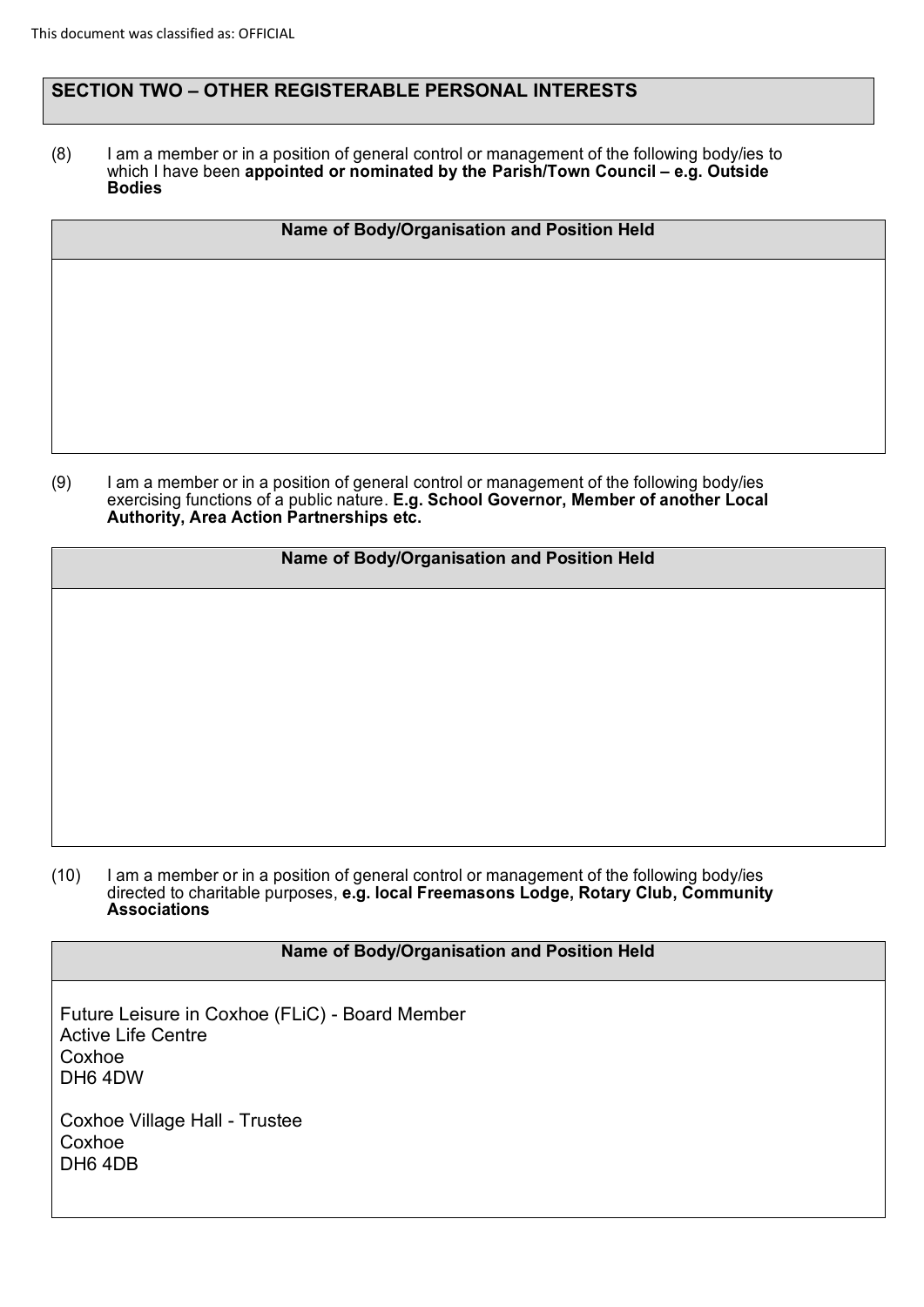This document was classified as: OFFICIAL

## SECTION TWO – OTHER REGISTERABLE PERSONAL INTERESTS

(8) I am a member or in a position of general control or management of the following body/ies to which I have been **appointed or nominated by the Parish/Town Council – e.g. Outside Bodies**

| Name of Body/Organisation and Position Held |
| --- |
| |

(9) I am a member or in a position of general control or management of the following body/ies exercising functions of a public nature. **E.g. School Governor, Member of another Local Authority, Area Action Partnerships etc.**

| Name of Body/Organisation and Position Held |
| --- |
| |

(10) I am a member or in a position of general control or management of the following body/ies directed to charitable purposes, **e.g. local Freemasons Lodge, Rotary Club, Community Associations**

| Name of Body/Organisation and Position Held |
| --- |
| Future Leisure in Coxhoe (FLiC) - Board Member<br>Active Life Centre<br>Coxhoe<br>DH6 4DW<br><br>Coxhoe Village Hall - Trustee<br>Coxhoe<br>DH6 4DB |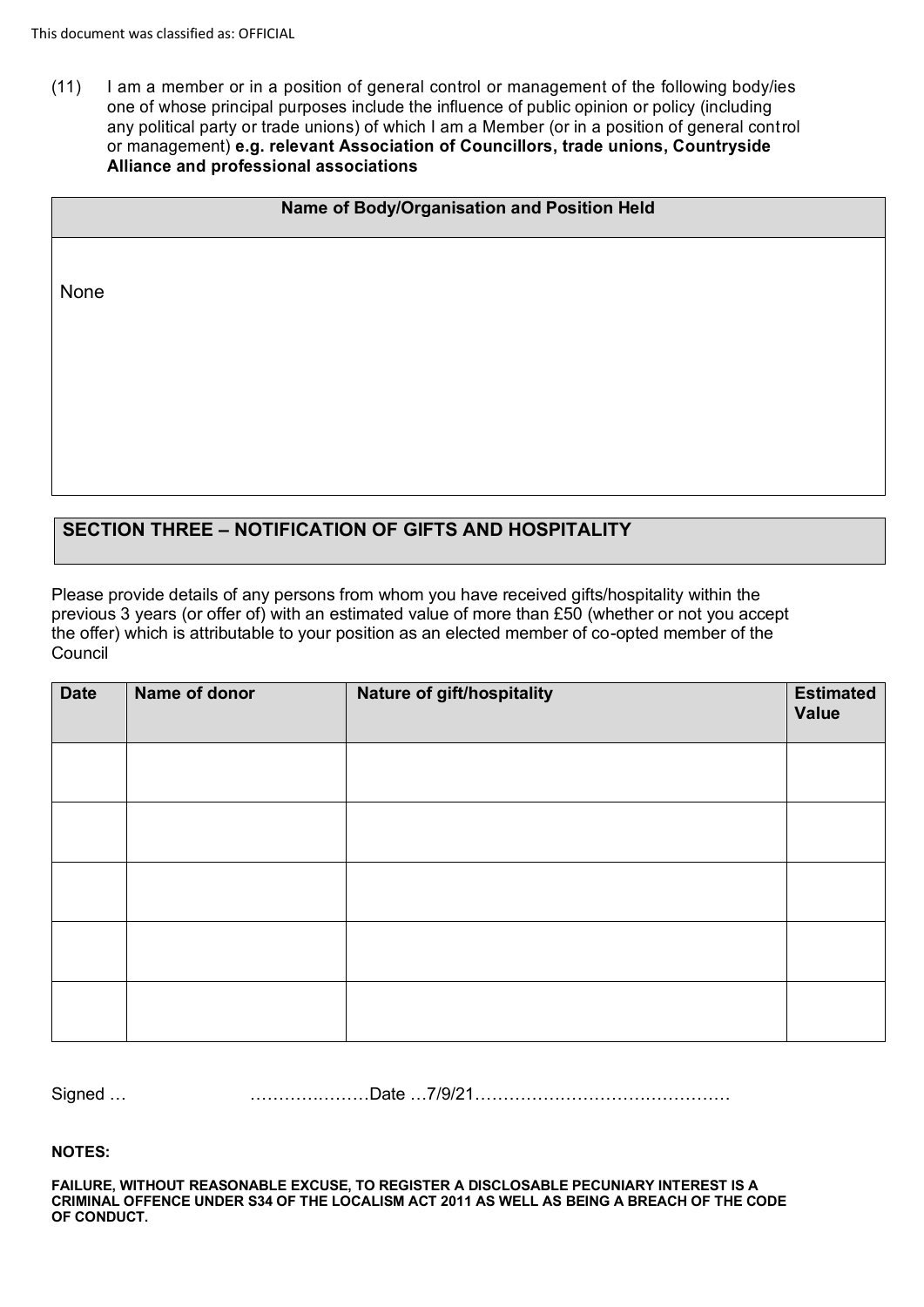(11) I am a member or in a position of general control or management of the following body/ies one of whose principal purposes include the influence of public opinion or policy (including any political party or trade unions) of which I am a Member (or in a position of general control or management) **e.g. relevant Association of Councillors, trade unions, Countryside Alliance and professional associations**

| Name of Body/Organisation and Position Held |
|---|
| None |

## SECTION THREE – NOTIFICATION OF GIFTS AND HOSPITALITY

Please provide details of any persons from whom you have received gifts/hospitality within the previous 3 years (or offer of) with an estimated value of more than £50 (whether or not you accept the offer) which is attributable to your position as an elected member of co-opted member of the Council

| Date | Name of donor | Nature of gift/hospitality | Estimated Value |
|---|---|---|---|
| | | | |
| | | | |
| | | | |
| | | | |
| | | | |

Signed … …………………Date …7/9/21………………………………………

**NOTES:**

**FAILURE, WITHOUT REASONABLE EXCUSE, TO REGISTER A DISCLOSABLE PECUNIARY INTEREST IS A CRIMINAL OFFENCE UNDER S34 OF THE LOCALISM ACT 2011 AS WELL AS BEING A BREACH OF THE CODE OF CONDUCT.**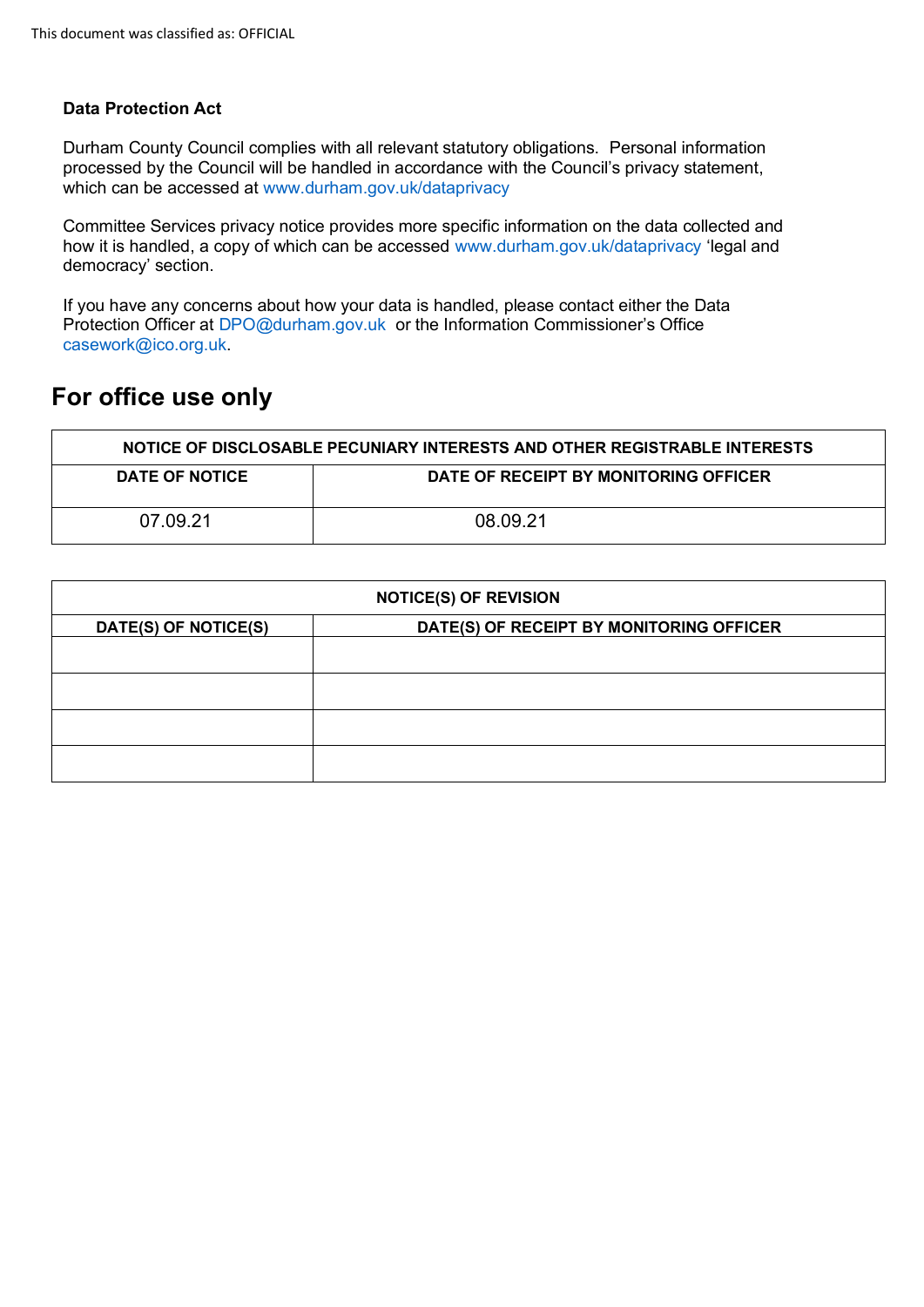This document was classified as: OFFICIAL

**Data Protection Act**

Durham County Council complies with all relevant statutory obligations. Personal information processed by the Council will be handled in accordance with the Council's privacy statement, which can be accessed at www.durham.gov.uk/dataprivacy

Committee Services privacy notice provides more specific information on the data collected and how it is handled, a copy of which can be accessed www.durham.gov.uk/dataprivacy 'legal and democracy' section.

If you have any concerns about how your data is handled, please contact either the Data Protection Officer at DPO@durham.gov.uk or the Information Commissioner's Office casework@ico.org.uk.

## For office use only

| NOTICE OF DISCLOSABLE PECUNIARY INTERESTS AND OTHER REGISTRABLE INTERESTS | |
|---|---|
| **DATE OF NOTICE** | **DATE OF RECEIPT BY MONITORING OFFICER** |
| 07.09.21 | 08.09.21 |

| NOTICE(S) OF REVISION | |
|---|---|
| **DATE(S) OF NOTICE(S)** | **DATE(S) OF RECEIPT BY MONITORING OFFICER** |
| | |
| | |
| | |
| | |